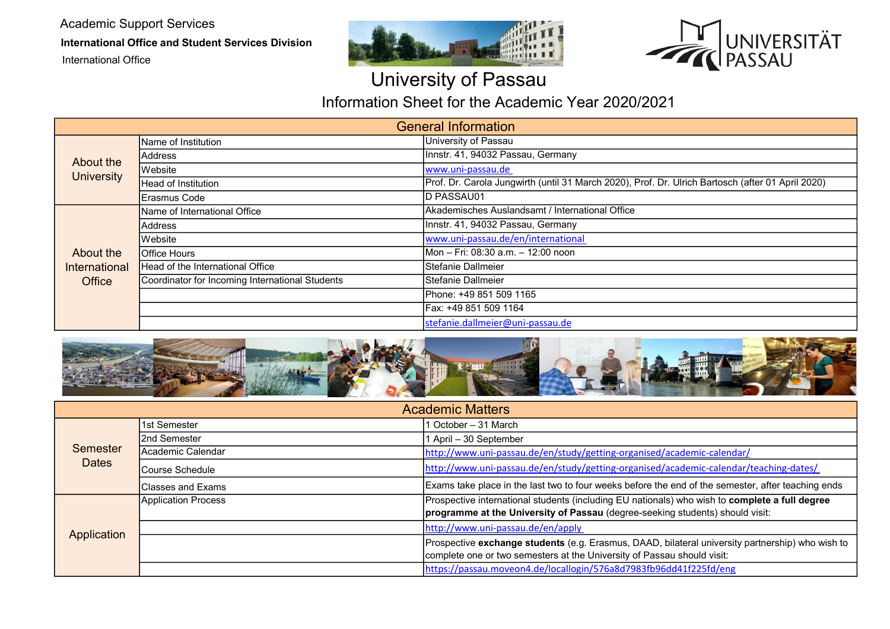Academic Support Services

**International Office and Student Services Division**

International Office

# University of Passau

## Information Sheet for the Academic Year 2020/2021

| General Information | | |
|---|---|---|
| About the University | Name of Institution | University of Passau |
| | Address | Innstr. 41, 94032 Passau, Germany |
| | Website | www.uni-passau.de |
| | Head of Institution | Prof. Dr. Carola Jungwirth (until 31 March 2020), Prof. Dr. Ulrich Bartosch (after 01 April 2020) |
| | Erasmus Code | D PASSAU01 |
| About the International Office | Name of International Office | Akademisches Auslandsamt / International Office |
| | Address | Innstr. 41, 94032 Passau, Germany |
| | Website | www.uni-passau.de/en/international |
| | Office Hours | Mon – Fri: 08:30 a.m. – 12:00 noon |
| | Head of the International Office | Stefanie Dallmeier |
| | Coordinator for Incoming International Students | Stefanie Dallmeier |
| | | Phone: +49 851 509 1165 |
| | | Fax: +49 851 509 1164 |
| | | stefanie.dallmeier@uni-passau.de |

| Academic Matters | | |
|---|---|---|
| Semester Dates | 1st Semester | 1 October – 31 March |
| | 2nd Semester | 1 April – 30 September |
| | Academic Calendar | http://www.uni-passau.de/en/study/getting-organised/academic-calendar/ |
| | Course Schedule | http://www.uni-passau.de/en/study/getting-organised/academic-calendar/teaching-dates/ |
| | Classes and Exams | Exams take place in the last two to four weeks before the end of the semester, after teaching ends |
| Application | Application Process | Prospective international students (including EU nationals) who wish to **complete a full degree programme at the University of Passau** (degree-seeking students) should visit: |
| | | http://www.uni-passau.de/en/apply |
| | | Prospective **exchange students** (e.g. Erasmus, DAAD, bilateral university partnership) who wish to complete one or two semesters at the University of Passau should visit: |
| | | https://passau.moveon4.de/locallogin/576a8d7983fb96dd41f225fd/eng |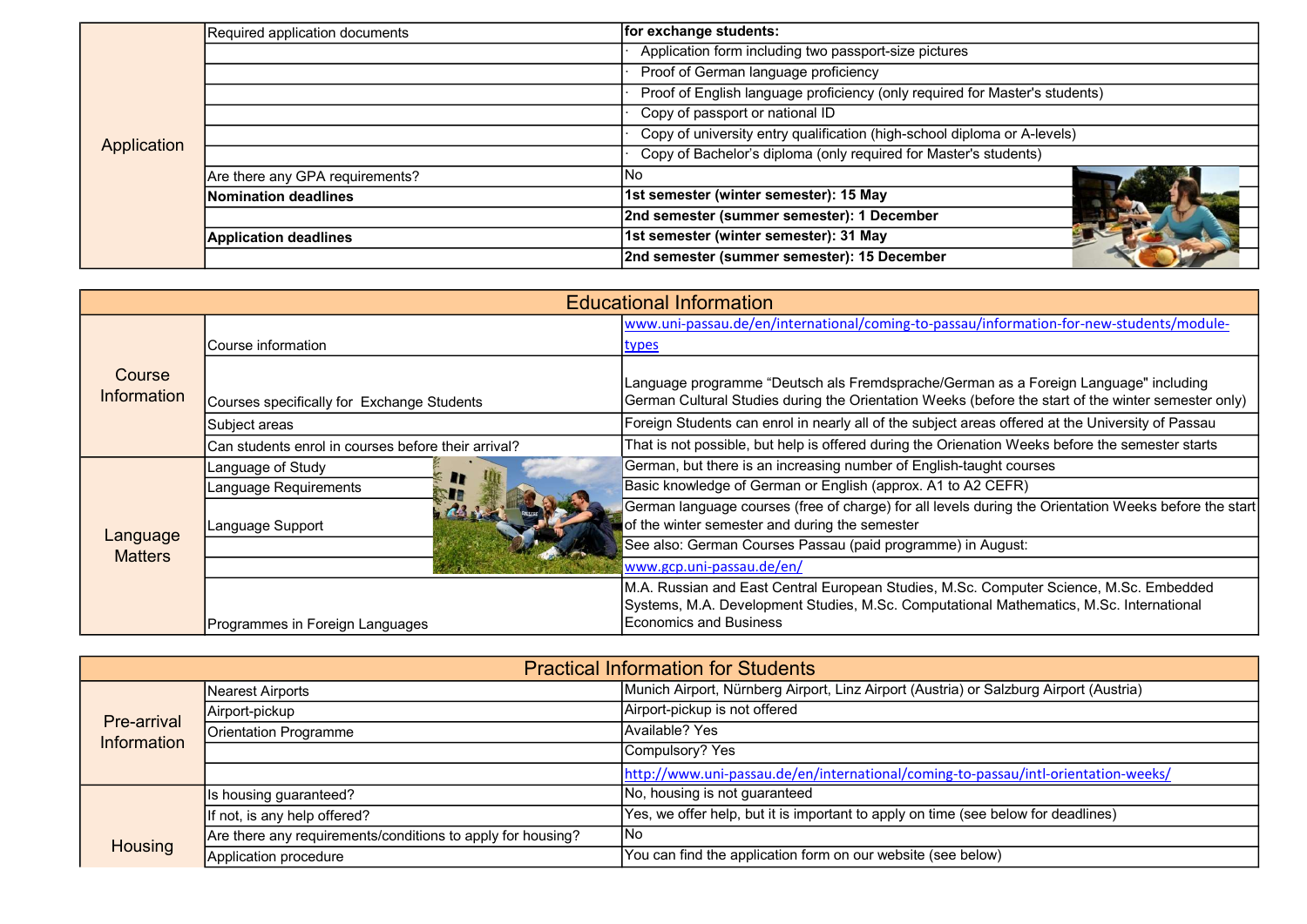| | | |
|---|---|---|
| Application | Required application documents | **for exchange students:** |
| | | · Application form including two passport-size pictures |
| | | · Proof of German language proficiency |
| | | · Proof of English language proficiency (only required for Master's students) |
| | | · Copy of passport or national ID |
| | | · Copy of university entry qualification (high-school diploma or A-levels) |
| | | · Copy of Bachelor's diploma (only required for Master's students) |
| | Are there any GPA requirements? | No |
| | **Nomination deadlines** | **1st semester (winter semester): 15 May** |
| | | **2nd semester (summer semester): 1 December** |
| | **Application deadlines** | **1st semester (winter semester): 31 May** |
| | | **2nd semester (summer semester): 15 December** |

## Educational Information

| | | |
|---|---|---|
| Course Information | Course information | www.uni-passau.de/en/international/coming-to-passau/information-for-new-students/module-types |
| | Courses specifically for Exchange Students | Language programme "Deutsch als Fremdsprache/German as a Foreign Language" including German Cultural Studies during the Orientation Weeks (before the start of the winter semester only) |
| | Subject areas | Foreign Students can enrol in nearly all of the subject areas offered at the University of Passau |
| | Can students enrol in courses before their arrival? | That is not possible, but help is offered during the Orienation Weeks before the semester starts |
| Language Matters | Language of Study | German, but there is an increasing number of English-taught courses |
| | Language Requirements | Basic knowledge of German or English (approx. A1 to A2 CEFR) |
| | Language Support | German language courses (free of charge) for all levels during the Orientation Weeks before the start of the winter semester and during the semester |
| | | See also: German Courses Passau (paid programme) in August: |
| | | www.gcp.uni-passau.de/en/ |
| | Programmes in Foreign Languages | M.A. Russian and East Central European Studies, M.Sc. Computer Science, M.Sc. Embedded Systems, M.A. Development Studies, M.Sc. Computational Mathematics, M.Sc. International Economics and Business |

## Practical Information for Students

| | | |
|---|---|---|
| Pre-arrival Information | Nearest Airports | Munich Airport, Nürnberg Airport, Linz Airport (Austria) or Salzburg Airport (Austria) |
| | Airport-pickup | Airport-pickup is not offered |
| | Orientation Programme | Available? Yes |
| | | Compulsory? Yes |
| | | http://www.uni-passau.de/en/international/coming-to-passau/intl-orientation-weeks/ |
| Housing | Is housing guaranteed? | No, housing is not guaranteed |
| | If not, is any help offered? | Yes, we offer help, but it is important to apply on time (see below for deadlines) |
| | Are there any requirements/conditions to apply for housing? | No |
| | Application procedure | You can find the application form on our website (see below) |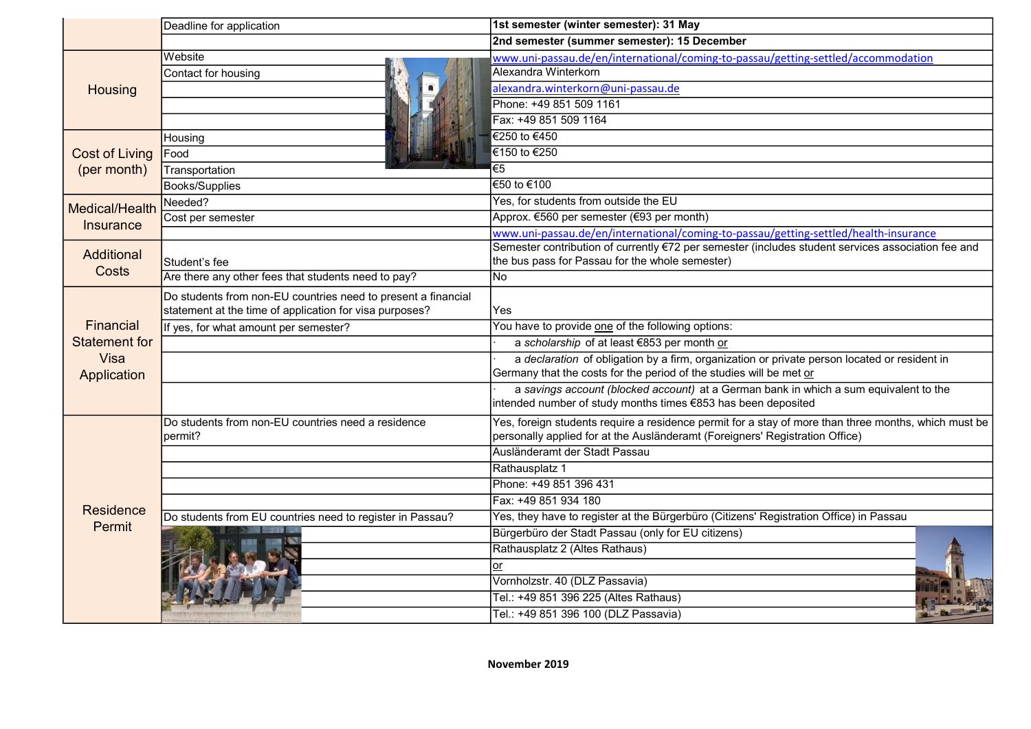| | | |
|---|---|---|
| | Deadline for application | **1st semester (winter semester): 31 May** |
| | | **2nd semester (summer semester): 15 December** |
| Housing | Website | www.uni-passau.de/en/international/coming-to-passau/getting-settled/accommodation |
| | Contact for housing | Alexandra Winterkorn |
| | | alexandra.winterkorn@uni-passau.de |
| | | Phone: +49 851 509 1161 |
| | | Fax: +49 851 509 1164 |
| Cost of Living (per month) | Housing | €250 to €450 |
| | Food | €150 to €250 |
| | Transportation | €5 |
| | Books/Supplies | €50 to €100 |
| Medical/Health Insurance | Needed? | Yes, for students from outside the EU |
| | Cost per semester | Approx. €560 per semester (€93 per month) |
| | | www.uni-passau.de/en/international/coming-to-passau/getting-settled/health-insurance |
| Additional Costs | Student's fee | Semester contribution of currently €72 per semester (includes student services association fee and the bus pass for Passau for the whole semester) |
| | Are there any other fees that students need to pay? | No |
| Financial Statement for Visa Application | Do students from non-EU countries need to present a financial statement at the time of application for visa purposes? | Yes |
| | If yes, for what amount per semester? | You have to provide one of the following options: |
| | | · a *scholarship* of at least €853 per month or |
| | | · a *declaration* of obligation by a firm, organization or private person located or resident in Germany that the costs for the period of the studies will be met or |
| | | · a *savings account (blocked account)* at a German bank in which a sum equivalent to the intended number of study months times €853 has been deposited |
| Residence Permit | Do students from non-EU countries need a residence permit? | Yes, foreign students require a residence permit for a stay of more than three months, which must be personally applied for at the Ausländeramt (Foreigners' Registration Office) |
| | | Ausländeramt der Stadt Passau |
| | | Rathausplatz 1 |
| | | Phone: +49 851 396 431 |
| | | Fax: +49 851 934 180 |
| | Do students from EU countries need to register in Passau? | Yes, they have to register at the Bürgerbüro (Citizens' Registration Office) in Passau |
| | | Bürgerbüro der Stadt Passau (only for EU citizens) |
| | | Rathausplatz 2 (Altes Rathaus) |
| | | or |
| | | Vornholzstr. 40 (DLZ Passavia) |
| | | Tel.: +49 851 396 225 (Altes Rathaus) |
| | | Tel.: +49 851 396 100 (DLZ Passavia) |

**November 2019**